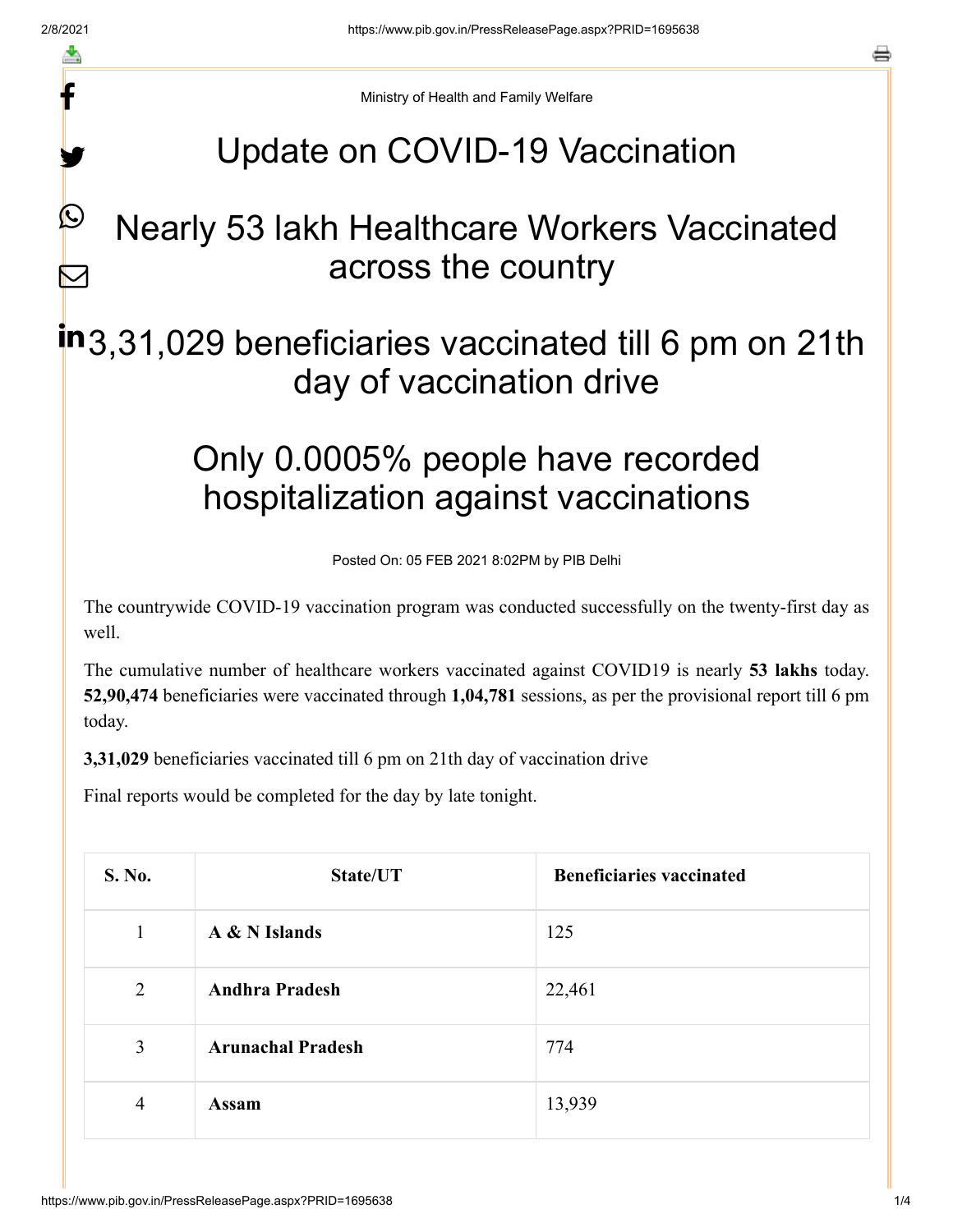Ministry of Health and Family Welfare

# Update on COVID-19 Vaccination

# Nearly 53 lakh Healthcare Workers Vaccinated across the country

# 3,31,029 beneficiaries vaccinated till 6 pm on 21th day of vaccination drive

# Only 0.0005% people have recorded hospitalization against vaccinations

Posted On: 05 FEB 2021 8:02PM by PIB Delhi

The countrywide COVID-19 vaccination program was conducted successfully on the twenty-first day as well.

The cumulative number of healthcare workers vaccinated against COVID19 is nearly **53 lakhs** today. **52,90,474** beneficiaries were vaccinated through **1,04,781** sessions, as per the provisional report till 6 pm today.

**3,31,029** beneficiaries vaccinated till 6 pm on 21th day of vaccination drive

Final reports would be completed for the day by late tonight.

| S. No. | State/UT | Beneficiaries vaccinated |
|---|---|---|
| 1 | **A & N Islands** | 125 |
| 2 | **Andhra Pradesh** | 22,461 |
| 3 | **Arunachal Pradesh** | 774 |
| 4 | **Assam** | 13,939 |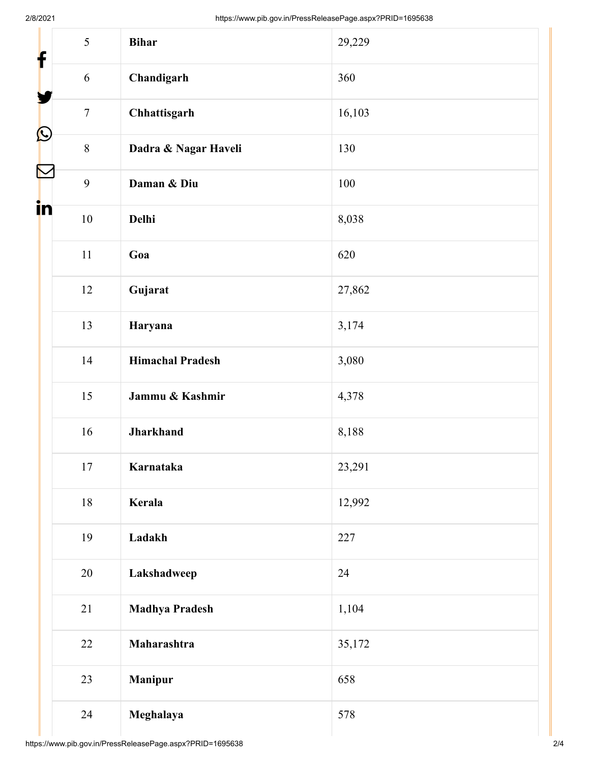| 5 | **Bihar** | 29,229 |
|---|---|---|
| 6 | **Chandigarh** | 360 |
| 7 | **Chhattisgarh** | 16,103 |
| 8 | **Dadra & Nagar Haveli** | 130 |
| 9 | **Daman & Diu** | 100 |
| 10 | **Delhi** | 8,038 |
| 11 | **Goa** | 620 |
| 12 | **Gujarat** | 27,862 |
| 13 | **Haryana** | 3,174 |
| 14 | **Himachal Pradesh** | 3,080 |
| 15 | **Jammu & Kashmir** | 4,378 |
| 16 | **Jharkhand** | 8,188 |
| 17 | **Karnataka** | 23,291 |
| 18 | **Kerala** | 12,992 |
| 19 | **Ladakh** | 227 |
| 20 | **Lakshadweep** | 24 |
| 21 | **Madhya Pradesh** | 1,104 |
| 22 | **Maharashtra** | 35,172 |
| 23 | **Manipur** | 658 |
| 24 | **Meghalaya** | 578 |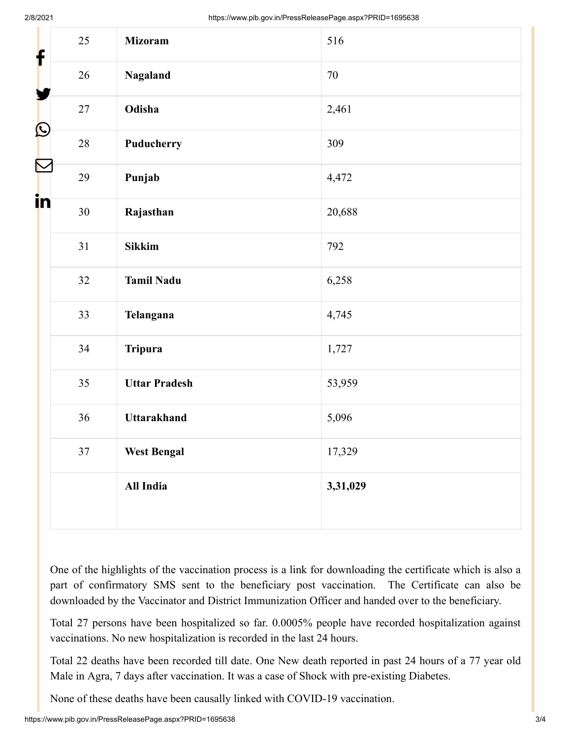| 25 | **Mizoram** | 516 |
|---|---|---|
| 26 | **Nagaland** | 70 |
| 27 | **Odisha** | 2,461 |
| 28 | **Puducherry** | 309 |
| 29 | **Punjab** | 4,472 |
| 30 | **Rajasthan** | 20,688 |
| 31 | **Sikkim** | 792 |
| 32 | **Tamil Nadu** | 6,258 |
| 33 | **Telangana** | 4,745 |
| 34 | **Tripura** | 1,727 |
| 35 | **Uttar Pradesh** | 53,959 |
| 36 | **Uttarakhand** | 5,096 |
| 37 | **West Bengal** | 17,329 |
| | **All India** | **3,31,029** |

One of the highlights of the vaccination process is a link for downloading the certificate which is also a part of confirmatory SMS sent to the beneficiary post vaccination. The Certificate can also be downloaded by the Vaccinator and District Immunization Officer and handed over to the beneficiary.

Total 27 persons have been hospitalized so far. 0.0005% people have recorded hospitalization against vaccinations. No new hospitalization is recorded in the last 24 hours.

Total 22 deaths have been recorded till date. One New death reported in past 24 hours of a 77 year old Male in Agra, 7 days after vaccination. It was a case of Shock with pre-existing Diabetes.

None of these deaths have been causally linked with COVID-19 vaccination.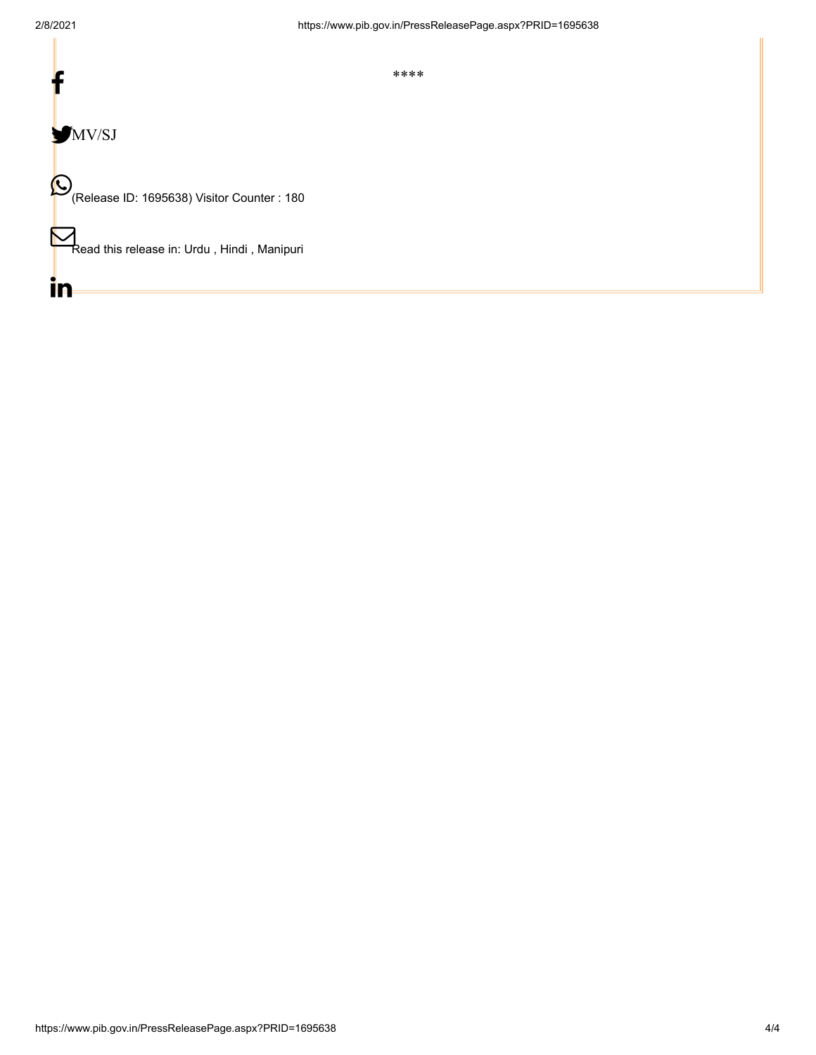****

MV/SJ

(Release ID: 1695638) Visitor Counter : 180

Read this release in: Urdu , Hindi , Manipuri